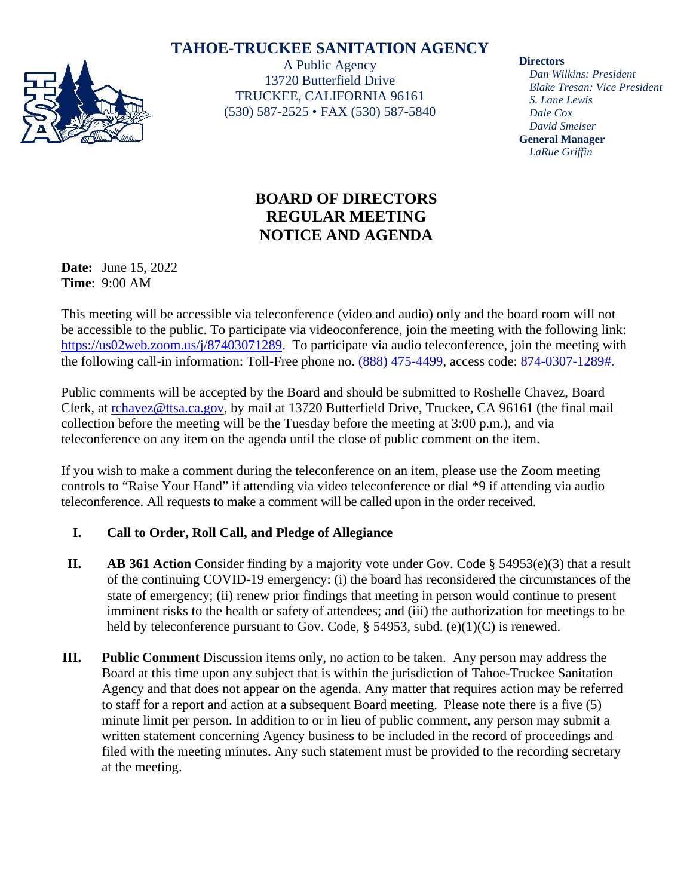# TAHOE-TRUCKEE SANITATION AGENCY

A Public Agency
13720 Butterfield Drive
TRUCKEE, CALIFORNIA 96161
(530) 587-2525 • FAX (530) 587-5840

**Directors**
*Dan Wilkins: President*
*Blake Tresan: Vice President*
*S. Lane Lewis*
*Dale Cox*
*David Smelser*
**General Manager**
*LaRue Griffin*

## BOARD OF DIRECTORS
## REGULAR MEETING
## NOTICE AND AGENDA

**Date:** June 15, 2022
**Time**: 9:00 AM

This meeting will be accessible via teleconference (video and audio) only and the board room will not be accessible to the public. To participate via videoconference, join the meeting with the following link: https://us02web.zoom.us/j/87403071289. To participate via audio teleconference, join the meeting with the following call-in information: Toll-Free phone no. (888) 475-4499, access code: 874-0307-1289#.

Public comments will be accepted by the Board and should be submitted to Roshelle Chavez, Board Clerk, at rchavez@ttsa.ca.gov, by mail at 13720 Butterfield Drive, Truckee, CA 96161 (the final mail collection before the meeting will be the Tuesday before the meeting at 3:00 p.m.), and via teleconference on any item on the agenda until the close of public comment on the item.

If you wish to make a comment during the teleconference on an item, please use the Zoom meeting controls to "Raise Your Hand" if attending via video teleconference or dial *9 if attending via audio teleconference. All requests to make a comment will be called upon in the order received.

**I. Call to Order, Roll Call, and Pledge of Allegiance**

**II. AB 361 Action** Consider finding by a majority vote under Gov. Code § 54953(e)(3) that a result of the continuing COVID-19 emergency: (i) the board has reconsidered the circumstances of the state of emergency; (ii) renew prior findings that meeting in person would continue to present imminent risks to the health or safety of attendees; and (iii) the authorization for meetings to be held by teleconference pursuant to Gov. Code, § 54953, subd. (e)(1)(C) is renewed.

**III. Public Comment** Discussion items only, no action to be taken. Any person may address the Board at this time upon any subject that is within the jurisdiction of Tahoe-Truckee Sanitation Agency and that does not appear on the agenda. Any matter that requires action may be referred to staff for a report and action at a subsequent Board meeting. Please note there is a five (5) minute limit per person. In addition to or in lieu of public comment, any person may submit a written statement concerning Agency business to be included in the record of proceedings and filed with the meeting minutes. Any such statement must be provided to the recording secretary at the meeting.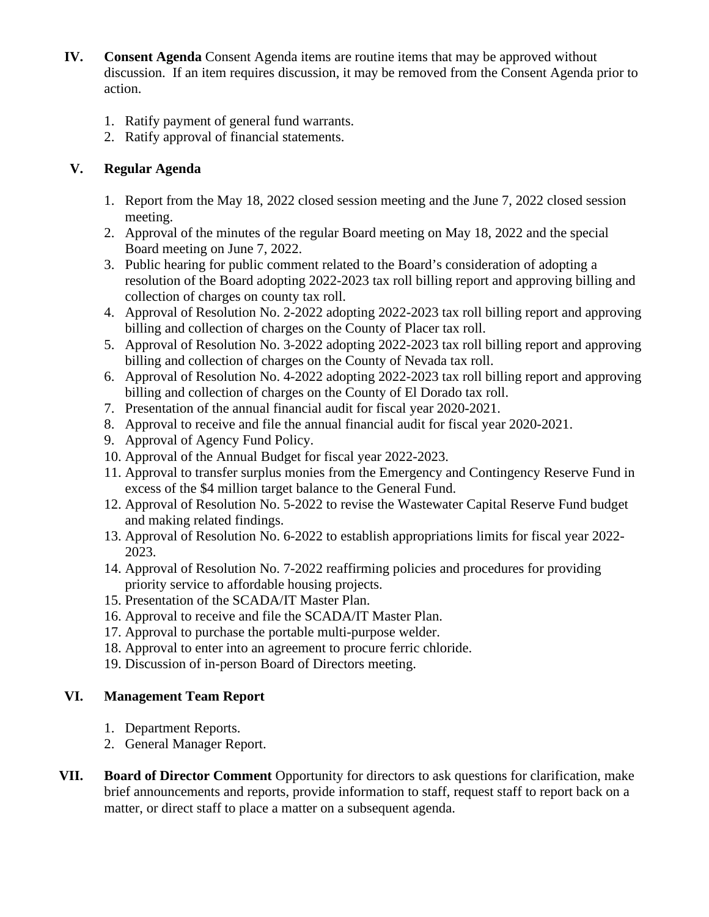**IV. Consent Agenda** Consent Agenda items are routine items that may be approved without discussion. If an item requires discussion, it may be removed from the Consent Agenda prior to action.

1. Ratify payment of general fund warrants.
2. Ratify approval of financial statements.

**V. Regular Agenda**

1. Report from the May 18, 2022 closed session meeting and the June 7, 2022 closed session meeting.
2. Approval of the minutes of the regular Board meeting on May 18, 2022 and the special Board meeting on June 7, 2022.
3. Public hearing for public comment related to the Board's consideration of adopting a resolution of the Board adopting 2022-2023 tax roll billing report and approving billing and collection of charges on county tax roll.
4. Approval of Resolution No. 2-2022 adopting 2022-2023 tax roll billing report and approving billing and collection of charges on the County of Placer tax roll.
5. Approval of Resolution No. 3-2022 adopting 2022-2023 tax roll billing report and approving billing and collection of charges on the County of Nevada tax roll.
6. Approval of Resolution No. 4-2022 adopting 2022-2023 tax roll billing report and approving billing and collection of charges on the County of El Dorado tax roll.
7. Presentation of the annual financial audit for fiscal year 2020-2021.
8. Approval to receive and file the annual financial audit for fiscal year 2020-2021.
9. Approval of Agency Fund Policy.
10. Approval of the Annual Budget for fiscal year 2022-2023.
11. Approval to transfer surplus monies from the Emergency and Contingency Reserve Fund in excess of the $4 million target balance to the General Fund.
12. Approval of Resolution No. 5-2022 to revise the Wastewater Capital Reserve Fund budget and making related findings.
13. Approval of Resolution No. 6-2022 to establish appropriations limits for fiscal year 2022-2023.
14. Approval of Resolution No. 7-2022 reaffirming policies and procedures for providing priority service to affordable housing projects.
15. Presentation of the SCADA/IT Master Plan.
16. Approval to receive and file the SCADA/IT Master Plan.
17. Approval to purchase the portable multi-purpose welder.
18. Approval to enter into an agreement to procure ferric chloride.
19. Discussion of in-person Board of Directors meeting.

**VI. Management Team Report**

1. Department Reports.
2. General Manager Report.

**VII. Board of Director Comment** Opportunity for directors to ask questions for clarification, make brief announcements and reports, provide information to staff, request staff to report back on a matter, or direct staff to place a matter on a subsequent agenda.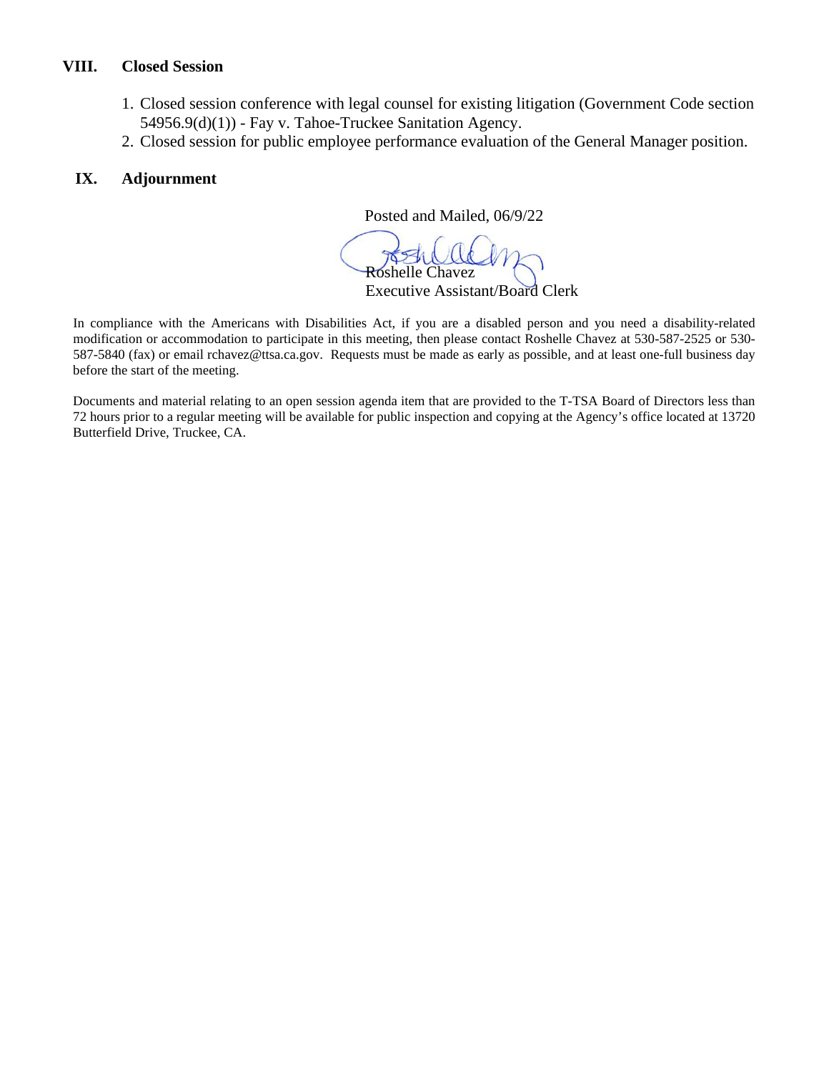## VIII. Closed Session

1. Closed session conference with legal counsel for existing litigation (Government Code section 54956.9(d)(1)) - Fay v. Tahoe-Truckee Sanitation Agency.
2. Closed session for public employee performance evaluation of the General Manager position.

## IX. Adjournment

Posted and Mailed, 06/9/22

Roshelle Chavez
Executive Assistant/Board Clerk

In compliance with the Americans with Disabilities Act, if you are a disabled person and you need a disability-related modification or accommodation to participate in this meeting, then please contact Roshelle Chavez at 530-587-2525 or 530-587-5840 (fax) or email rchavez@ttsa.ca.gov. Requests must be made as early as possible, and at least one-full business day before the start of the meeting.

Documents and material relating to an open session agenda item that are provided to the T-TSA Board of Directors less than 72 hours prior to a regular meeting will be available for public inspection and copying at the Agency's office located at 13720 Butterfield Drive, Truckee, CA.